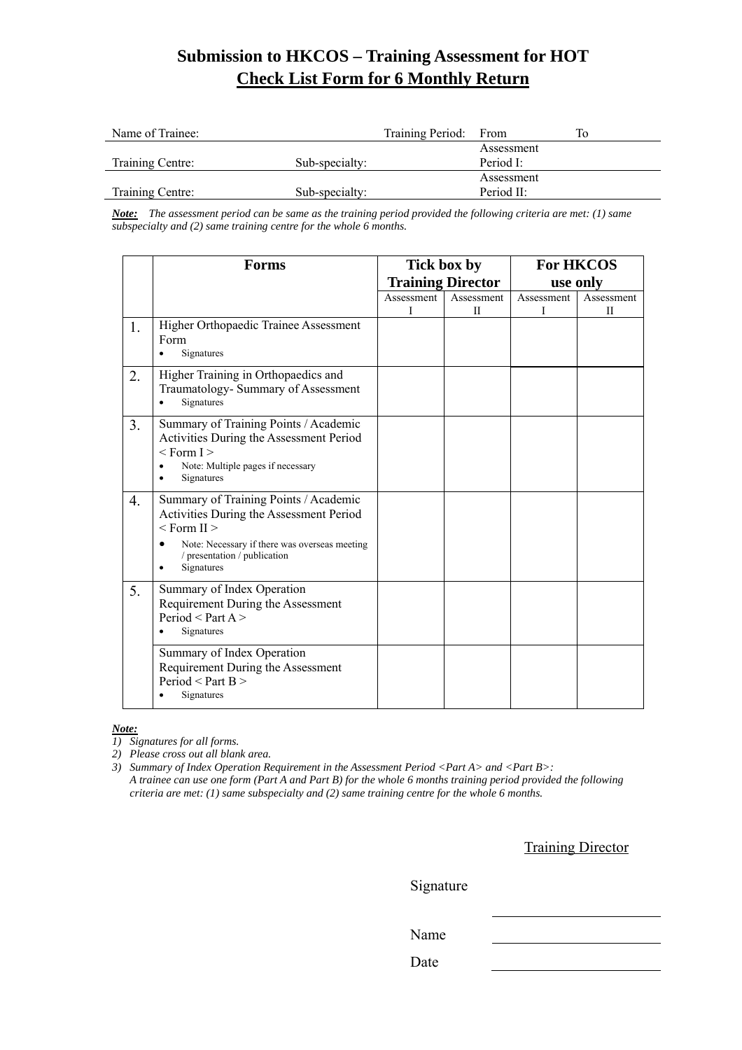# Submission to HKCOS – Training Assessment for HOT

## Check List Form for 6 Monthly Return

| Name of Trainee: | | Training Period: | From | To |
|---|---|---|---|---|
| Training Centre: | Sub-specialty: | | Assessment Period I: | |
| Training Centre: | Sub-specialty: | | Assessment Period II: | |

***Note:*** *The assessment period can be same as the training period provided the following criteria are met: (1) same subspecialty and (2) same training centre for the whole 6 months.*

| | **Forms** | **Tick box by Training Director** | | **For HKCOS use only** | |
|---|---|---|---|---|---|
| | | Assessment I | Assessment II | Assessment I | Assessment II |
| 1. | Higher Orthopaedic Trainee Assessment Form<br>• Signatures | | | | |
| 2. | Higher Training in Orthopaedics and Traumatology- Summary of Assessment<br>• Signatures | | | | |
| 3. | Summary of Training Points / Academic Activities During the Assessment Period < Form I ><br>• Note: Multiple pages if necessary<br>• Signatures | | | | |
| 4. | Summary of Training Points / Academic Activities During the Assessment Period < Form II ><br>• Note: Necessary if there was overseas meeting / presentation / publication<br>• Signatures | | | | |
| 5. | Summary of Index Operation Requirement During the Assessment Period < Part A ><br>• Signatures | | | | |
| | Summary of Index Operation Requirement During the Assessment Period < Part B ><br>• Signatures | | | | |

***Note:***

1) *Signatures for all forms.*
2) *Please cross out all blank area.*
3) *Summary of Index Operation Requirement in the Assessment Period <Part A> and <Part B>: A trainee can use one form (Part A and Part B) for the whole 6 months training period provided the following criteria are met: (1) same subspecialty and (2) same training centre for the whole 6 months.*

Training Director

Signature \_\_\_\_\_\_\_\_\_\_\_\_\_\_\_\_\_\_\_\_

Name \_\_\_\_\_\_\_\_\_\_\_\_\_\_\_\_\_\_\_\_

Date \_\_\_\_\_\_\_\_\_\_\_\_\_\_\_\_\_\_\_\_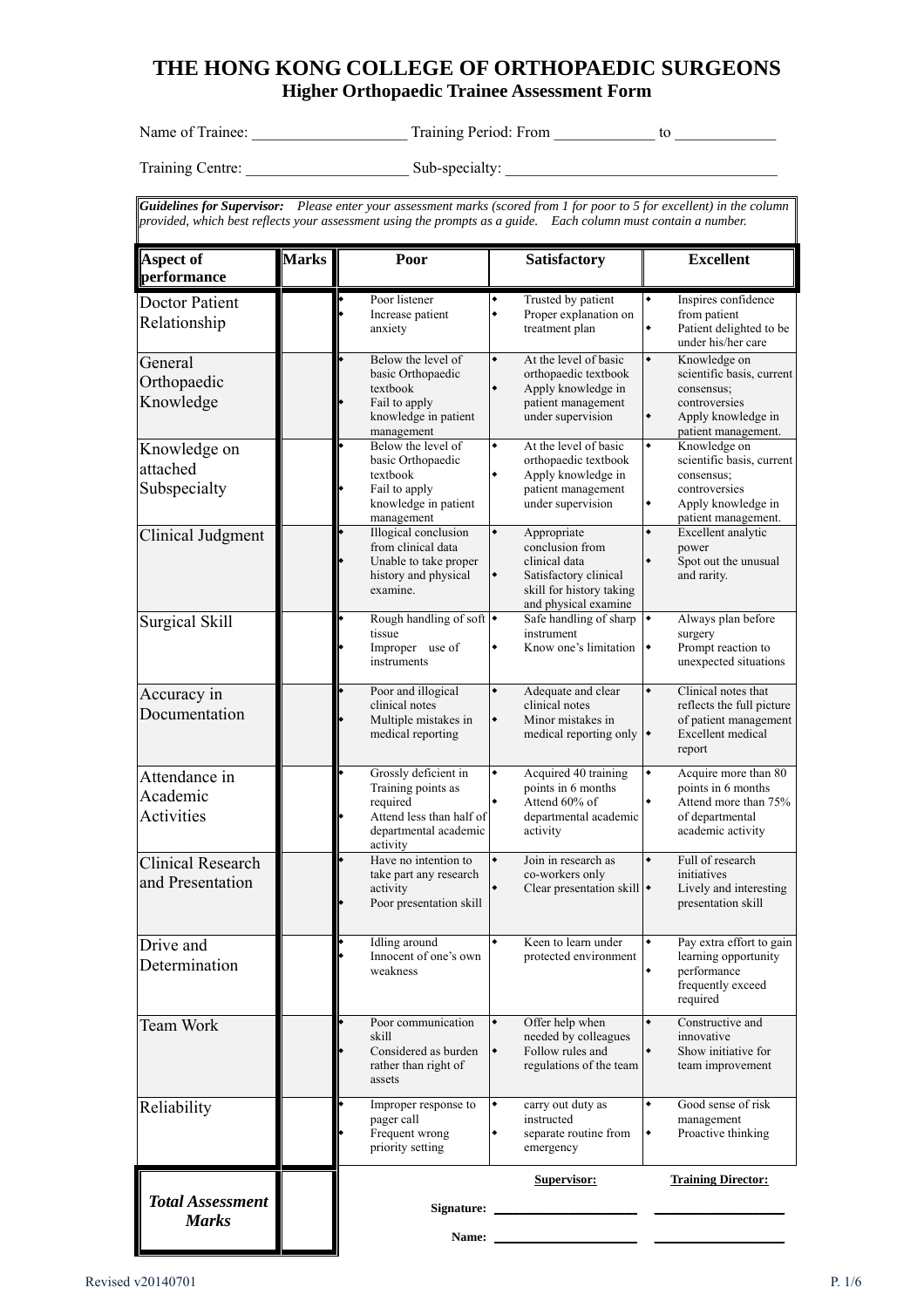# THE HONG KONG COLLEGE OF ORTHOPAEDIC SURGEONS

## Higher Orthopaedic Trainee Assessment Form

Name of Trainee: ____________________ Training Period: From _____________ to _____________

Training Centre: _____________________ Sub-specialty: ___________________________________

***Guidelines for Supervisor:*** *Please enter your assessment marks (scored from 1 for poor to 5 for excellent) in the column provided, which best reflects your assessment using the prompts as a guide. Each column must contain a number.*

| Aspect of performance | Marks | Poor | Satisfactory | Excellent |
|---|---|---|---|---|
| Doctor Patient Relationship | | • Poor listener<br>• Increase patient anxiety | • Trusted by patient<br>• Proper explanation on treatment plan | • Inspires confidence from patient<br>• Patient delighted to be under his/her care |
| General Orthopaedic Knowledge | | • Below the level of basic Orthopaedic textbook<br>• Fail to apply knowledge in patient management | • At the level of basic orthopaedic textbook<br>• Apply knowledge in patient management under supervision | • Knowledge on scientific basis, current consensus; controversies<br>• Apply knowledge in patient management. |
| Knowledge on attached Subspecialty | | • Below the level of basic Orthopaedic textbook<br>• Fail to apply knowledge in patient management | • At the level of basic orthopaedic textbook<br>• Apply knowledge in patient management under supervision | • Knowledge on scientific basis, current consensus; controversies<br>• Apply knowledge in patient management. |
| Clinical Judgment | | • Illogical conclusion from clinical data<br>• Unable to take proper history and physical examine. | • Appropriate conclusion from clinical data<br>• Satisfactory clinical skill for history taking and physical examine | • Excellent analytic power<br>• Spot out the unusual and rarity. |
| Surgical Skill | | • Rough handling of soft tissue<br>• Improper use of instruments | • Safe handling of sharp instrument<br>• Know one's limitation | • Always plan before surgery<br>• Prompt reaction to unexpected situations |
| Accuracy in Documentation | | • Poor and illogical clinical notes<br>• Multiple mistakes in medical reporting | • Adequate and clear clinical notes<br>• Minor mistakes in medical reporting only | • Clinical notes that reflects the full picture of patient management<br>• Excellent medical report |
| Attendance in Academic Activities | | • Grossly deficient in Training points as required<br>• Attend less than half of departmental academic activity | • Acquired 40 training points in 6 months<br>• Attend 60% of departmental academic activity | • Acquire more than 80 points in 6 months<br>• Attend more than 75% of departmental academic activity |
| Clinical Research and Presentation | | • Have no intention to take part any research activity<br>• Poor presentation skill | • Join in research as co-workers only<br>• Clear presentation skill | • Full of research initiatives<br>• Lively and interesting presentation skill |
| Drive and Determination | | • Idling around<br>• Innocent of one's own weakness | • Keen to learn under protected environment | • Pay extra effort to gain learning opportunity<br>• performance frequently exceed required |
| Team Work | | • Poor communication skill<br>• Considered as burden rather than right of assets | • Offer help when needed by colleagues<br>• Follow rules and regulations of the team | • Constructive and innovative<br>• Show initiative for team improvement |
| Reliability | | • Improper response to pager call<br>• Frequent wrong priority setting | • carry out duty as instructed<br>• separate routine from emergency | • Good sense of risk management<br>• Proactive thinking |
| ***Total Assessment Marks*** | | | **Supervisor:** | **Training Director:** |
| | | **Signature:** | ______________________ | ____________________ |
| | | **Name:** | ______________________ | ____________________ |

Revised v20140701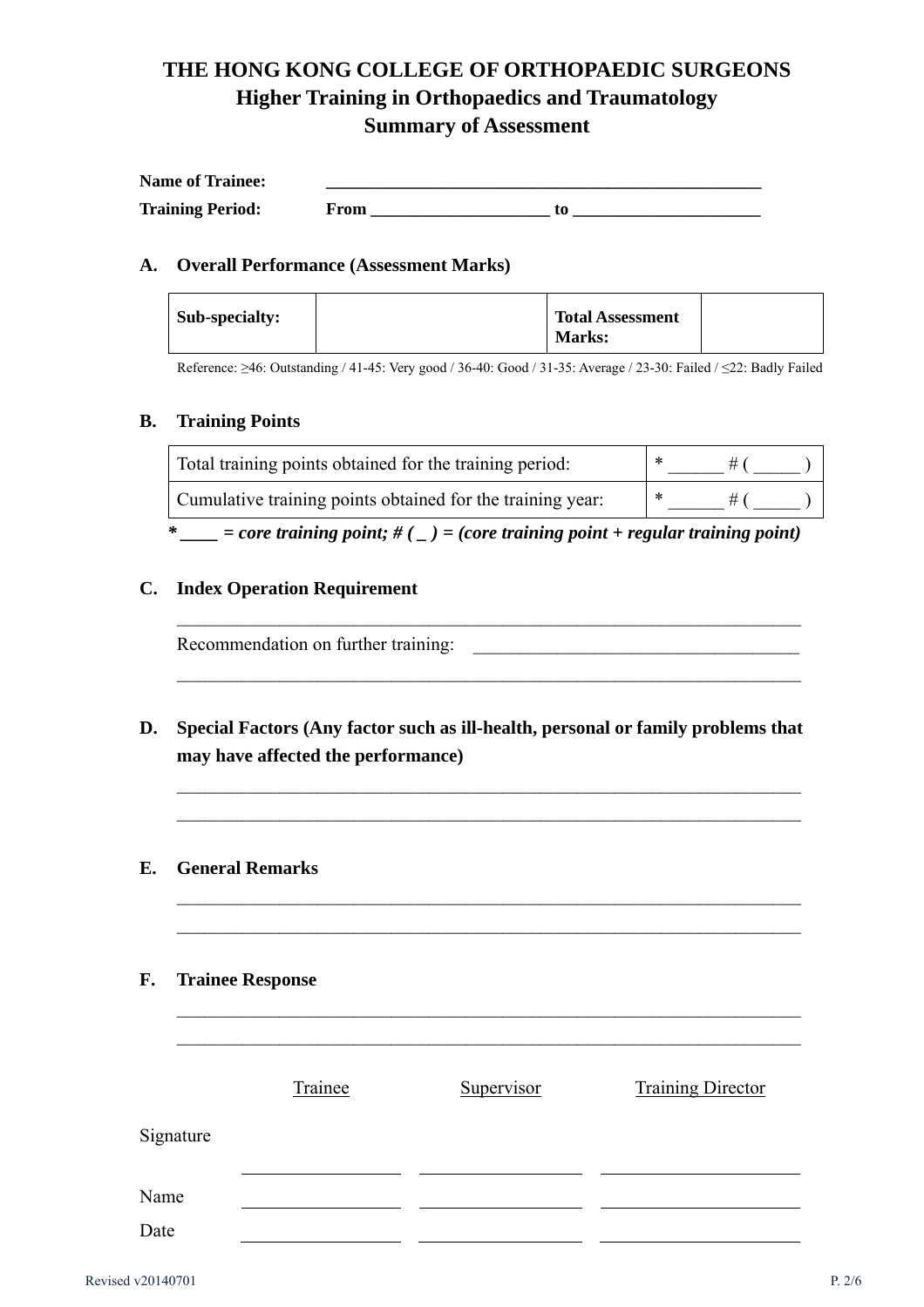# THE HONG KONG COLLEGE OF ORTHOPAEDIC SURGEONS
## Higher Training in Orthopaedics and Traumatology
## Summary of Assessment

**Name of Trainee:** ______________________________________________

**Training Period:** **From** ____________________ **to** ____________________

### A. Overall Performance (Assessment Marks)

| **Sub-specialty:** | | **Total Assessment Marks:** | |
|---|---|---|---|

Reference: ≥46: Outstanding / 41-45: Very good / 36-40: Good / 31-35: Average / 23-30: Failed / ≤22: Badly Failed

### B. Training Points

| | |
|---|---|
| Total training points obtained for the training period: | * ______ # ( _____ ) |
| Cumulative training points obtained for the training year: | * ______ # ( _____ ) |

***____ = core training point; # ( _ ) = (core training point + regular training point)***

### C. Index Operation Requirement

________________________________________________________________

Recommendation on further training: ______________________________

________________________________________________________________

### D. Special Factors (Any factor such as ill-health, personal or family problems that may have affected the performance)

________________________________________________________________

________________________________________________________________

### E. General Remarks

________________________________________________________________

________________________________________________________________

### F. Trainee Response

________________________________________________________________

________________________________________________________________

| | Trainee | Supervisor | Training Director |
|---|---|---|---|
| Signature | ____________ | ____________ | ____________ |
| Name | ____________ | ____________ | ____________ |
| Date | ____________ | ____________ | ____________ |

Revised v20140701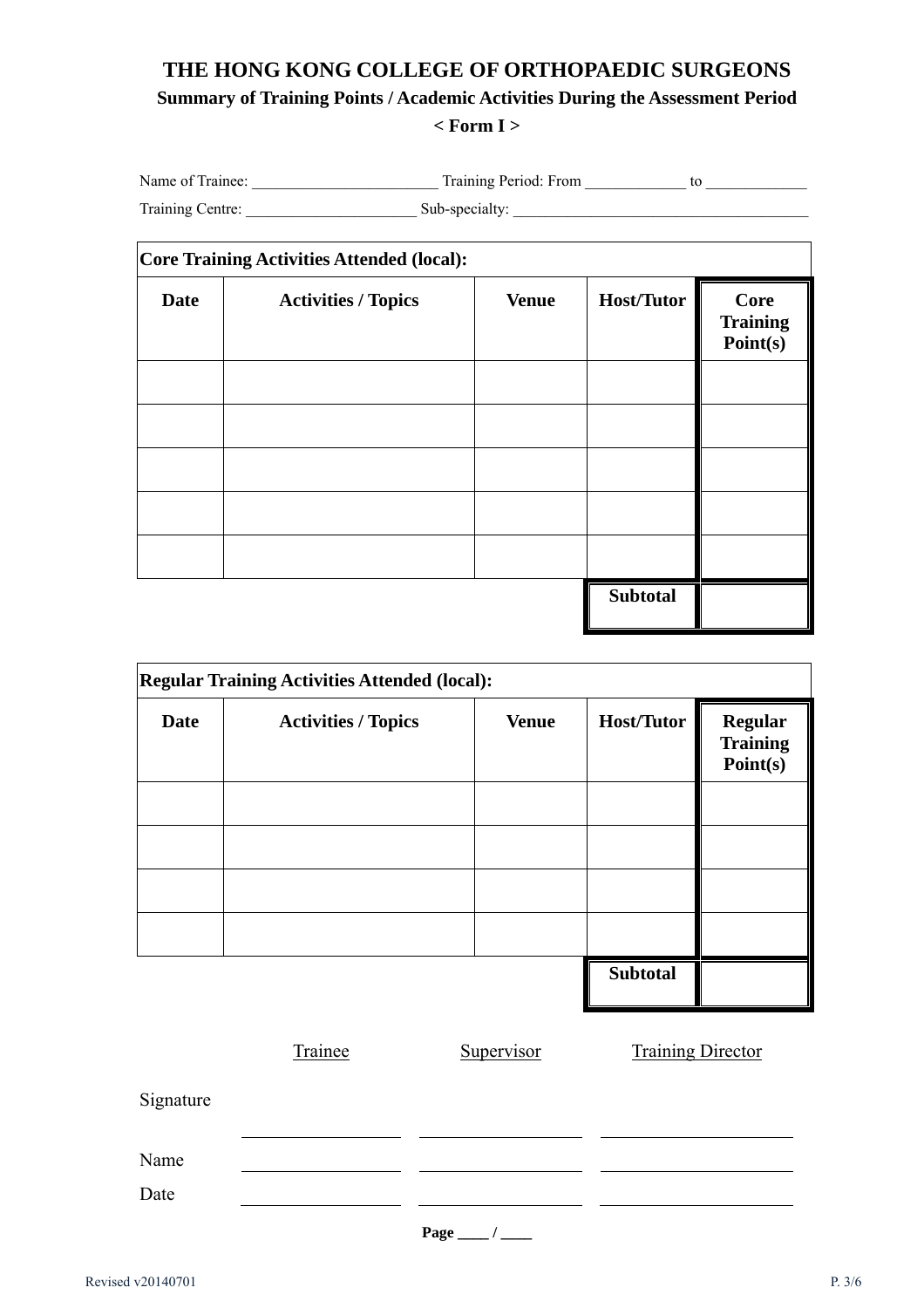# THE HONG KONG COLLEGE OF ORTHOPAEDIC SURGEONS

## Summary of Training Points / Academic Activities During the Assessment Period

**< Form I >**

Name of Trainee: ________________________ Training Period: From _____________ to _____________

Training Centre: ______________________ Sub-specialty: ______________________________________

**Core Training Activities Attended (local):**

| Date | Activities / Topics | Venue | Host/Tutor | Core Training Point(s) |
|---|---|---|---|---|
| | | | | |
| | | | | |
| | | | | |
| | | | | |
| | | | | |
| | | | **Subtotal** | |

**Regular Training Activities Attended (local):**

| Date | Activities / Topics | Venue | Host/Tutor | Regular Training Point(s) |
|---|---|---|---|---|
| | | | | |
| | | | | |
| | | | | |
| | | | | |
| | | | **Subtotal** | |

| | Trainee | Supervisor | Training Director |
|---|---|---|---|
| Signature | ____________ | ____________ | ____________ |
| Name | ____________ | ____________ | ____________ |
| Date | ____________ | ____________ | ____________ |

**Page ____ / ____**

Revised v20140701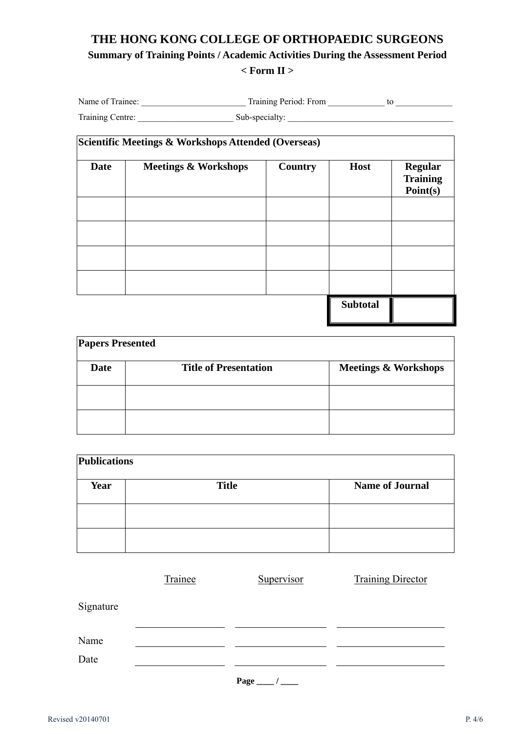# THE HONG KONG COLLEGE OF ORTHOPAEDIC SURGEONS

## Summary of Training Points / Academic Activities During the Assessment Period

### < Form II >

Name of Trainee: ________________________ Training Period: From _____________ to _____________

Training Centre: ______________________ Sub-specialty: ______________________________________

| Scientific Meetings & Workshops Attended (Overseas) | | | | |
|---|---|---|---|---|
| **Date** | **Meetings & Workshops** | **Country** | **Host** | **Regular Training Point(s)** |
| | | | | |
| | | | | |
| | | | | |
| | | | | |
| | | | **Subtotal** | |

| Papers Presented | | |
|---|---|---|
| **Date** | **Title of Presentation** | **Meetings & Workshops** |
| | | |
| | | |

| Publications | | |
|---|---|---|
| **Year** | **Title** | **Name of Journal** |
| | | |
| | | |

| | Trainee | Supervisor | Training Director |
|---|---|---|---|
| Signature | __________ | __________ | __________ |
| Name | __________ | __________ | __________ |
| Date | __________ | __________ | __________ |

**Page ____ / ____**

Revised v20140701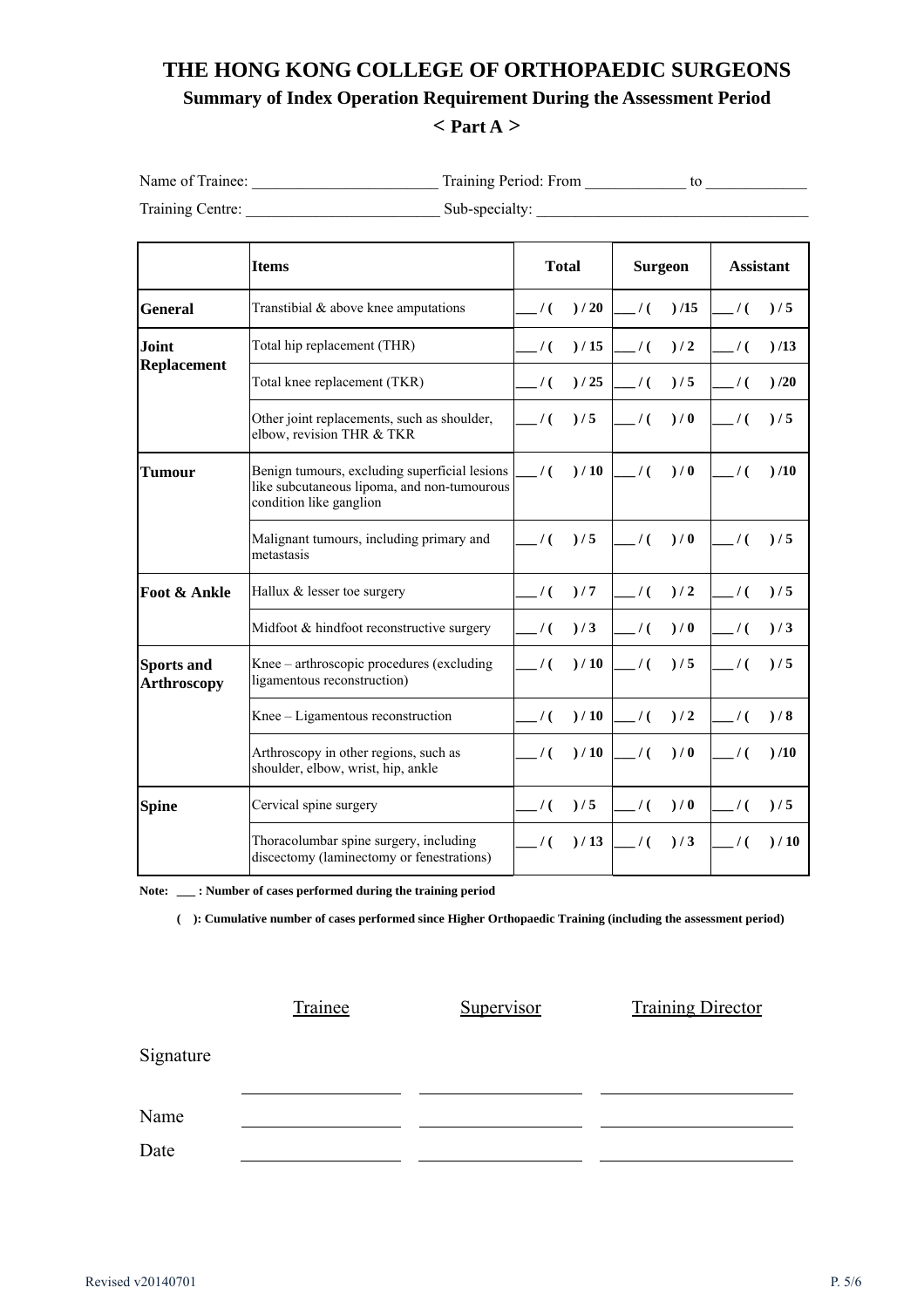# THE HONG KONG COLLEGE OF ORTHOPAEDIC SURGEONS

## Summary of Index Operation Requirement During the Assessment Period

### < Part A >

Name of Trainee: ________________________ Training Period: From _____________ to _____________

Training Centre: _________________________ Sub-specialty: ___________________________________

| | Items | Total | Surgeon | Assistant |
|---|---|---|---|---|
| **General** | Transtibial & above knee amputations | ___ / ( ) / 20 | ___ / ( ) /15 | ___ / ( ) / 5 |
| **Joint Replacement** | Total hip replacement (THR) | ___ / ( ) / 15 | ___ / ( ) / 2 | ___ / ( ) /13 |
| | Total knee replacement (TKR) | ___ / ( ) / 25 | ___ / ( ) / 5 | ___ / ( ) /20 |
| | Other joint replacements, such as shoulder, elbow, revision THR & TKR | ___ / ( ) / 5 | ___ / ( ) / 0 | ___ / ( ) / 5 |
| **Tumour** | Benign tumours, excluding superficial lesions like subcutaneous lipoma, and non-tumourous condition like ganglion | ___ / ( ) / 10 | ___ / ( ) / 0 | ___ / ( ) /10 |
| | Malignant tumours, including primary and metastasis | ___ / ( ) / 5 | ___ / ( ) / 0 | ___ / ( ) / 5 |
| **Foot & Ankle** | Hallux & lesser toe surgery | ___ / ( ) / 7 | ___ / ( ) / 2 | ___ / ( ) / 5 |
| | Midfoot & hindfoot reconstructive surgery | ___ / ( ) / 3 | ___ / ( ) / 0 | ___ / ( ) / 3 |
| **Sports and Arthroscopy** | Knee – arthroscopic procedures (excluding ligamentous reconstruction) | ___ / ( ) / 10 | ___ / ( ) / 5 | ___ / ( ) / 5 |
| | Knee – Ligamentous reconstruction | ___ / ( ) / 10 | ___ / ( ) / 2 | ___ / ( ) / 8 |
| | Arthroscopy in other regions, such as shoulder, elbow, wrist, hip, ankle | ___ / ( ) / 10 | ___ / ( ) / 0 | ___ / ( ) /10 |
| **Spine** | Cervical spine surgery | ___ / ( ) / 5 | ___ / ( ) / 0 | ___ / ( ) / 5 |
| | Thoracolumbar spine surgery, including discectomy (laminectomy or fenestrations) | ___ / ( ) / 13 | ___ / ( ) / 3 | ___ / ( ) / 10 |

**Note: ___ : Number of cases performed during the training period**

**( ): Cumulative number of cases performed since Higher Orthopaedic Training (including the assessment period)**

| | Trainee | Supervisor | Training Director |
|---|---|---|---|
| Signature | ________________ | ________________ | ________________ |
| Name | ________________ | ________________ | ________________ |
| Date | ________________ | ________________ | ________________ |

Revised v20140701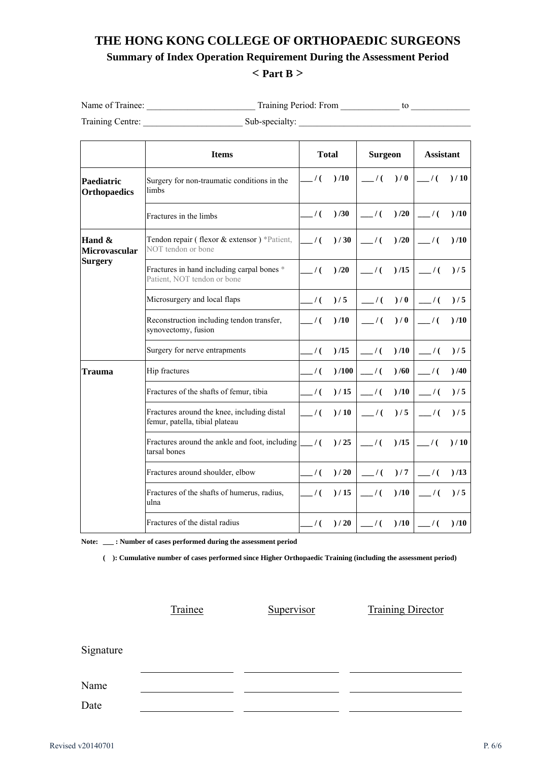# THE HONG KONG COLLEGE OF ORTHOPAEDIC SURGEONS

## Summary of Index Operation Requirement During the Assessment Period

## < Part B >

Name of Trainee: ________________________ Training Period: From _____________ to _____________

Training Centre: ______________________ Sub-specialty: _____________________________________

| | Items | Total | Surgeon | Assistant |
|---|---|---|---|---|
| **Paediatric Orthopaedics** | Surgery for non-traumatic conditions in the limbs | ___ / ( ) /10 | ___ / ( ) / 0 | ___ / ( ) / 10 |
| | Fractures in the limbs | ___ / ( ) /30 | ___ / ( ) /20 | ___ / ( ) /10 |
| **Hand & Microvascular Surgery** | Tendon repair ( flexor & extensor ) *Patient, NOT tendon or bone | ___ / ( ) / 30 | ___ / ( ) /20 | ___ / ( ) /10 |
| | Fractures in hand including carpal bones * Patient, NOT tendon or bone | ___ / ( ) /20 | ___ / ( ) /15 | ___ / ( ) / 5 |
| | Microsurgery and local flaps | ___ / ( ) / 5 | ___ / ( ) / 0 | ___ / ( ) / 5 |
| | Reconstruction including tendon transfer, synovectomy, fusion | ___ / ( ) /10 | ___ / ( ) / 0 | ___ / ( ) /10 |
| | Surgery for nerve entrapments | ___ / ( ) /15 | ___ / ( ) /10 | ___ / ( ) / 5 |
| **Trauma** | Hip fractures | ___ / ( ) /100 | ___ / ( ) /60 | ___ / ( ) /40 |
| | Fractures of the shafts of femur, tibia | ___ / ( ) / 15 | ___ / ( ) /10 | ___ / ( ) / 5 |
| | Fractures around the knee, including distal femur, patella, tibial plateau | ___ / ( ) / 10 | ___ / ( ) / 5 | ___ / ( ) / 5 |
| | Fractures around the ankle and foot, including tarsal bones | ___ / ( ) / 25 | ___ / ( ) /15 | ___ / ( ) / 10 |
| | Fractures around shoulder, elbow | ___ / ( ) / 20 | ___ / ( ) / 7 | ___ / ( ) /13 |
| | Fractures of the shafts of humerus, radius, ulna | ___ / ( ) / 15 | ___ / ( ) /10 | ___ / ( ) / 5 |
| | Fractures of the distal radius | ___ / ( ) / 20 | ___ / ( ) /10 | ___ / ( ) /10 |

**Note: ___ : Number of cases performed during the assessment period**

**( ): Cumulative number of cases performed since Higher Orthopaedic Training (including the assessment period)**

| | Trainee | Supervisor | Training Director |
|---|---|---|---|
| Signature | ____________ | ____________ | ____________ |
| Name | ____________ | ____________ | ____________ |
| Date | ____________ | ____________ | ____________ |

Revised v20140701